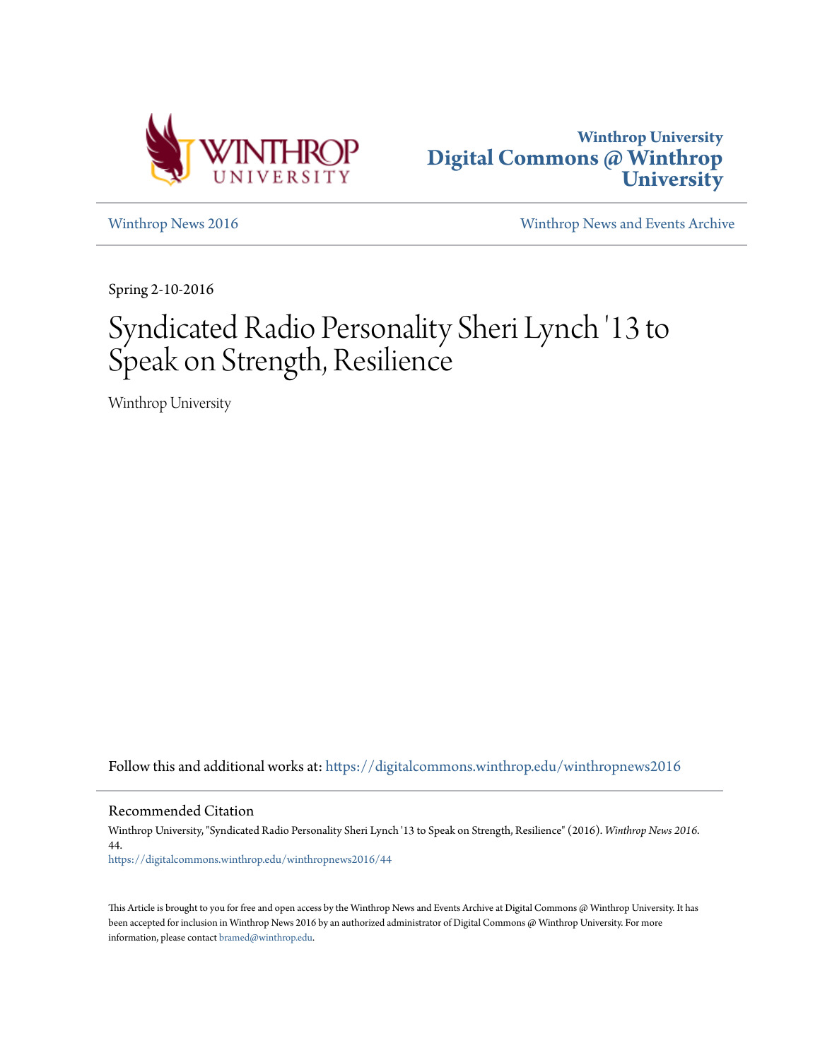Winthrop University
Digital Commons @ Winthrop University

Winthrop News 2016 | Winthrop News and Events Archive

Spring 2-10-2016

# Syndicated Radio Personality Sheri Lynch '13 to Speak on Strength, Resilience

Winthrop University

Follow this and additional works at: https://digitalcommons.winthrop.edu/winthropnews2016

## Recommended Citation

Winthrop University, "Syndicated Radio Personality Sheri Lynch '13 to Speak on Strength, Resilience" (2016). *Winthrop News 2016*. 44.
https://digitalcommons.winthrop.edu/winthropnews2016/44

This Article is brought to you for free and open access by the Winthrop News and Events Archive at Digital Commons @ Winthrop University. It has been accepted for inclusion in Winthrop News 2016 by an authorized administrator of Digital Commons @ Winthrop University. For more information, please contact bramed@winthrop.edu.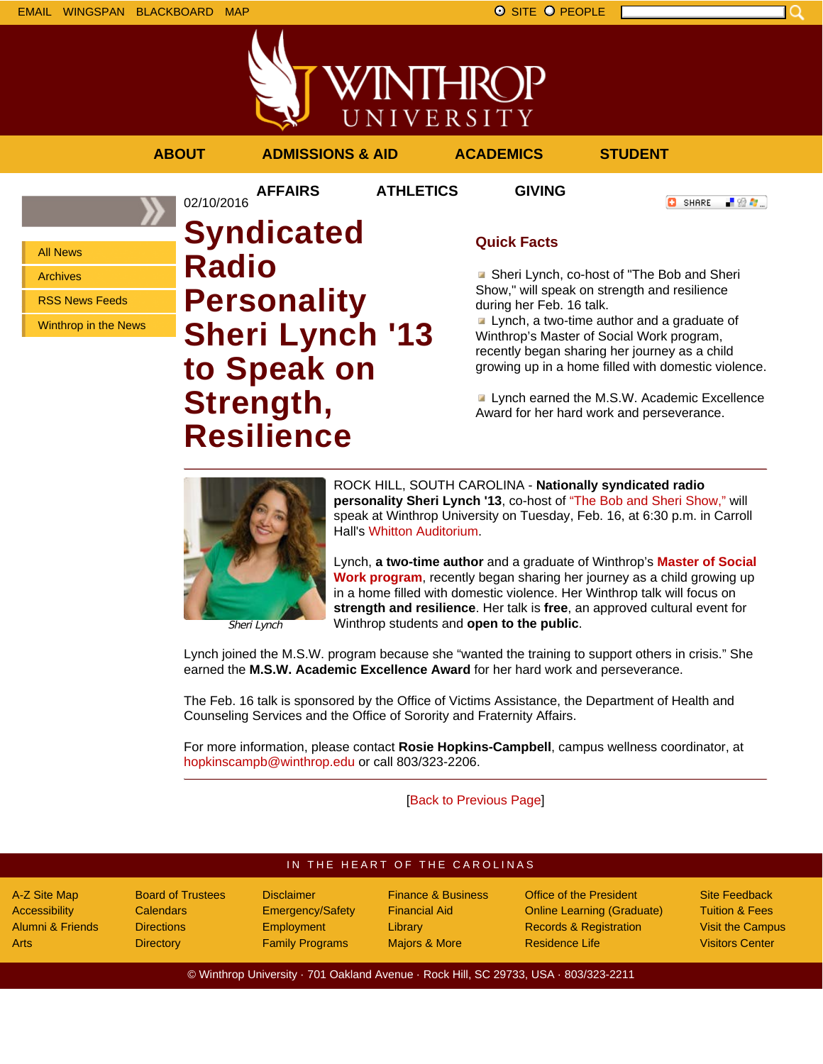02/10/2016

# Syndicated Radio Personality Sheri Lynch '13 to Speak on Strength, Resilience

## Quick Facts

- Sheri Lynch, co-host of "The Bob and Sheri Show," will speak on strength and resilience during her Feb. 16 talk.
- Lynch, a two-time author and a graduate of Winthrop's Master of Social Work program, recently began sharing her journey as a child growing up in a home filled with domestic violence.
- Lynch earned the M.S.W. Academic Excellence Award for her hard work and perseverance.

*Sheri Lynch*

ROCK HILL, SOUTH CAROLINA - **Nationally syndicated radio personality Sheri Lynch '13**, co-host of "The Bob and Sheri Show," will speak at Winthrop University on Tuesday, Feb. 16, at 6:30 p.m. in Carroll Hall's Whitton Auditorium.

Lynch, **a two-time author** and a graduate of Winthrop's **Master of Social Work program**, recently began sharing her journey as a child growing up in a home filled with domestic violence. Her Winthrop talk will focus on **strength and resilience**. Her talk is **free**, an approved cultural event for Winthrop students and **open to the public**.

Lynch joined the M.S.W. program because she "wanted the training to support others in crisis." She earned the **M.S.W. Academic Excellence Award** for her hard work and perseverance.

The Feb. 16 talk is sponsored by the Office of Victims Assistance, the Department of Health and Counseling Services and the Office of Sorority and Fraternity Affairs.

For more information, please contact **Rosie Hopkins-Campbell**, campus wellness coordinator, at hopkinscampb@winthrop.edu or call 803/323-2206.

[Back to Previous Page]